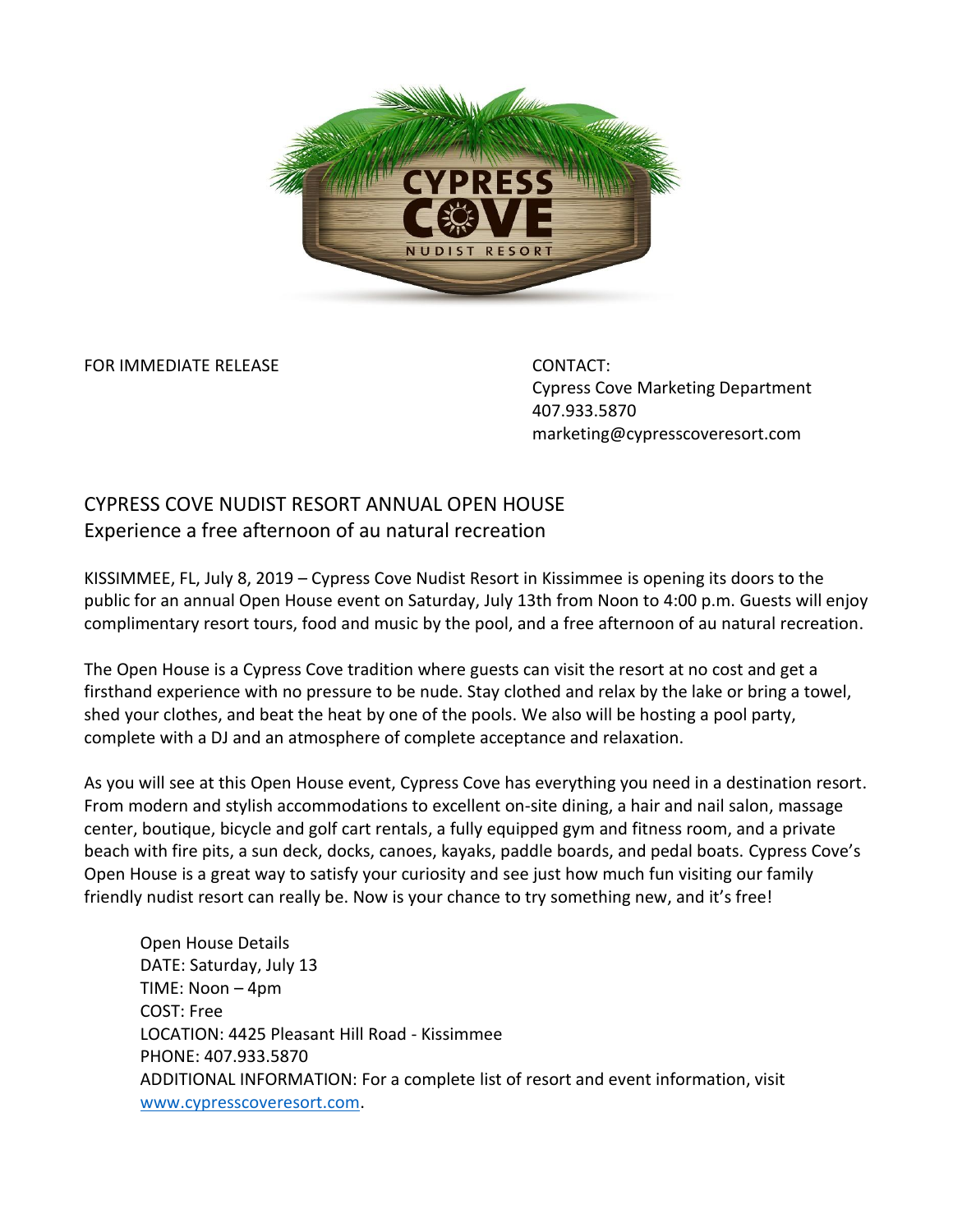FOR IMMEDIATE RELEASE

CONTACT:
Cypress Cove Marketing Department
407.933.5870
marketing@cypresscoveresort.com

# CYPRESS COVE NUDIST RESORT ANNUAL OPEN HOUSE

## Experience a free afternoon of au natural recreation

KISSIMMEE, FL, July 8, 2019 – Cypress Cove Nudist Resort in Kissimmee is opening its doors to the public for an annual Open House event on Saturday, July 13th from Noon to 4:00 p.m. Guests will enjoy complimentary resort tours, food and music by the pool, and a free afternoon of au natural recreation.

The Open House is a Cypress Cove tradition where guests can visit the resort at no cost and get a firsthand experience with no pressure to be nude. Stay clothed and relax by the lake or bring a towel, shed your clothes, and beat the heat by one of the pools. We also will be hosting a pool party, complete with a DJ and an atmosphere of complete acceptance and relaxation.

As you will see at this Open House event, Cypress Cove has everything you need in a destination resort. From modern and stylish accommodations to excellent on-site dining, a hair and nail salon, massage center, boutique, bicycle and golf cart rentals, a fully equipped gym and fitness room, and a private beach with fire pits, a sun deck, docks, canoes, kayaks, paddle boards, and pedal boats. Cypress Cove's Open House is a great way to satisfy your curiosity and see just how much fun visiting our family friendly nudist resort can really be. Now is your chance to try something new, and it's free!

Open House Details
DATE: Saturday, July 13
TIME: Noon – 4pm
COST: Free
LOCATION: 4425 Pleasant Hill Road - Kissimmee
PHONE: 407.933.5870
ADDITIONAL INFORMATION: For a complete list of resort and event information, visit [www.cypresscoveresort.com](http://www.cypresscoveresort.com).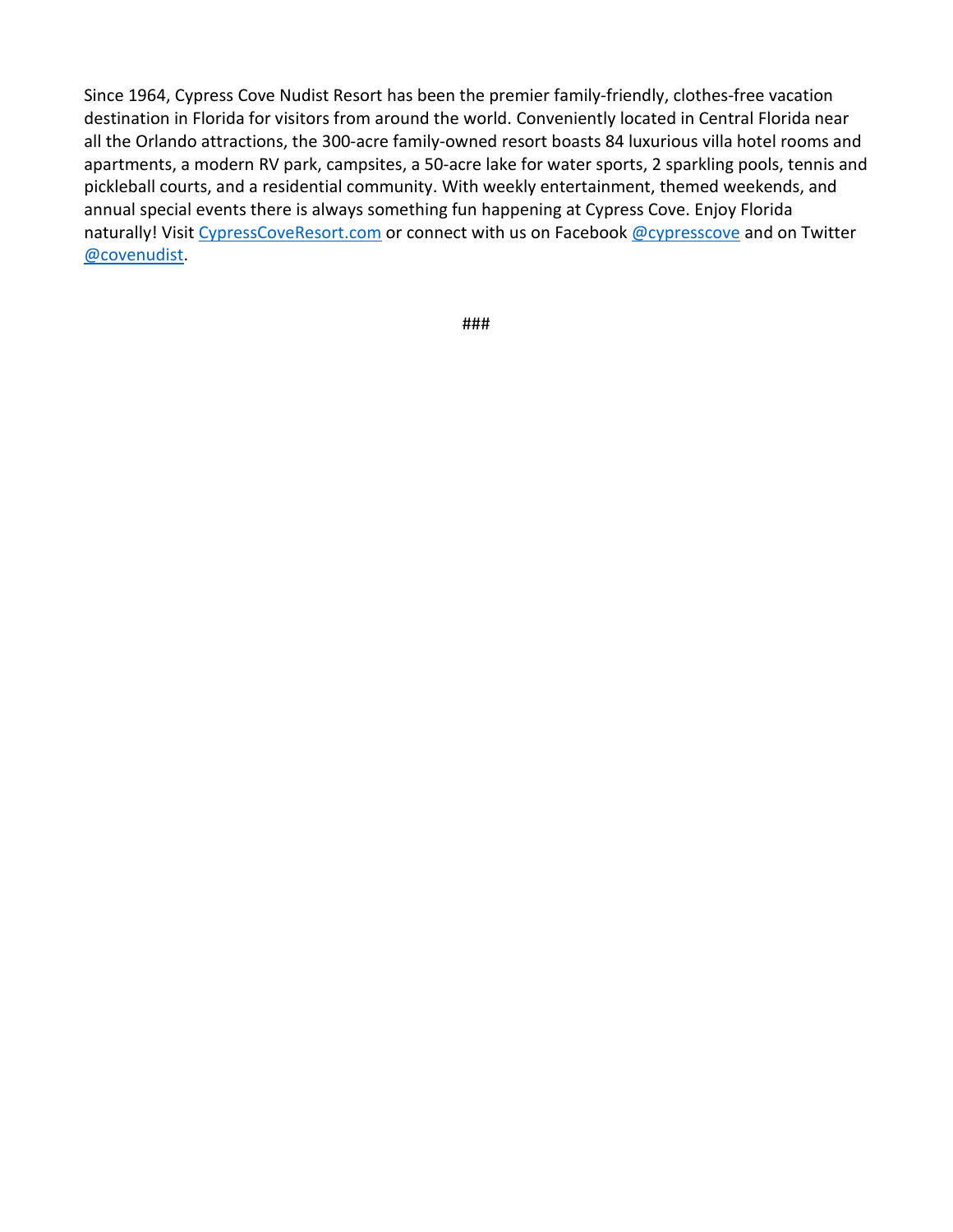Since 1964, Cypress Cove Nudist Resort has been the premier family-friendly, clothes-free vacation destination in Florida for visitors from around the world. Conveniently located in Central Florida near all the Orlando attractions, the 300-acre family-owned resort boasts 84 luxurious villa hotel rooms and apartments, a modern RV park, campsites, a 50-acre lake for water sports, 2 sparkling pools, tennis and pickleball courts, and a residential community. With weekly entertainment, themed weekends, and annual special events there is always something fun happening at Cypress Cove. Enjoy Florida naturally! Visit CypressCoveResort.com or connect with us on Facebook @cypresscove and on Twitter @covenudist.

###